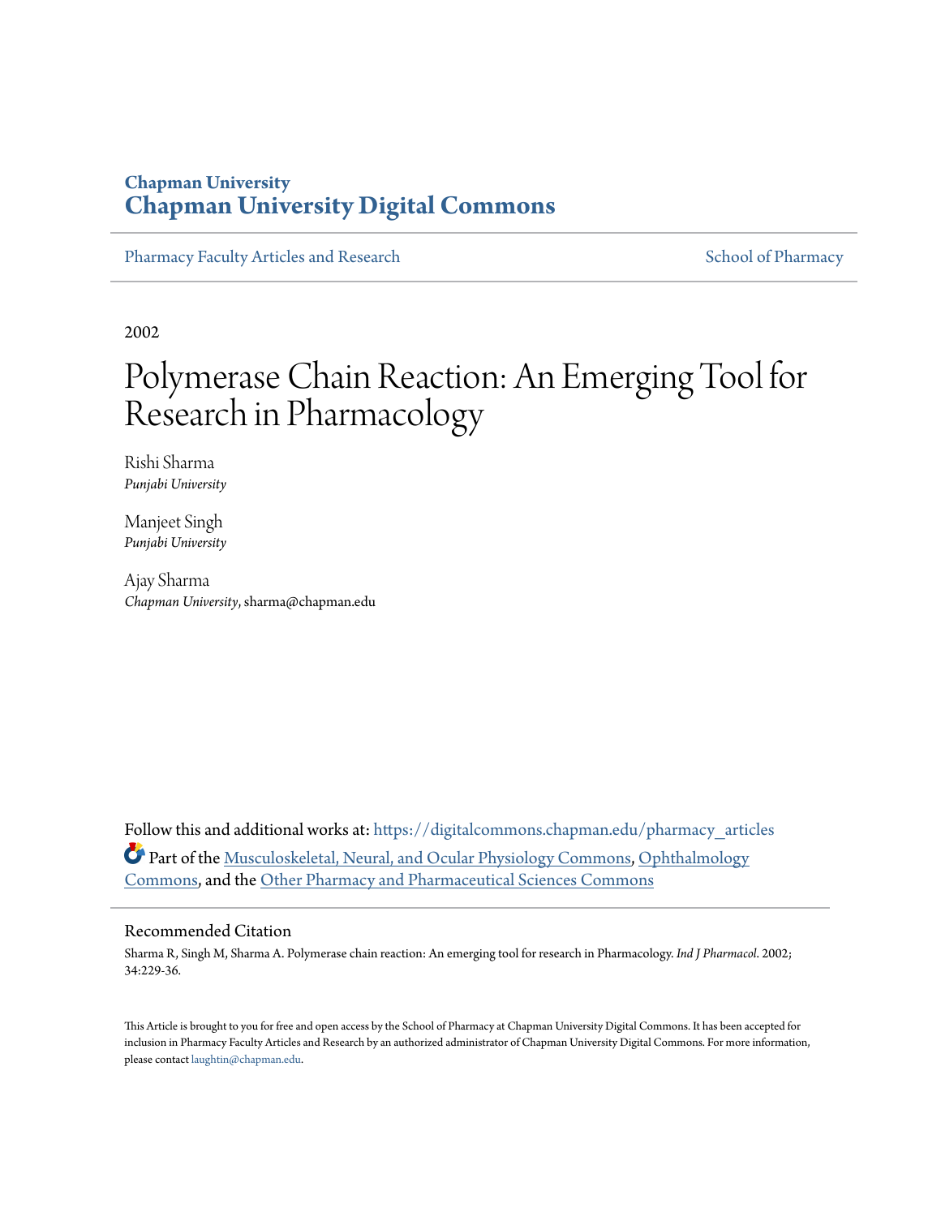# Chapman University
# Chapman University Digital Commons

Pharmacy Faculty Articles and Research | School of Pharmacy

2002

# Polymerase Chain Reaction: An Emerging Tool for Research in Pharmacology

Rishi Sharma
*Punjabi University*

Manjeet Singh
*Punjabi University*

Ajay Sharma
*Chapman University*, sharma@chapman.edu

Follow this and additional works at: https://digitalcommons.chapman.edu/pharmacy_articles

Part of the Musculoskeletal, Neural, and Ocular Physiology Commons, Ophthalmology Commons, and the Other Pharmacy and Pharmaceutical Sciences Commons

## Recommended Citation

Sharma R, Singh M, Sharma A. Polymerase chain reaction: An emerging tool for research in Pharmacology. *Ind J Pharmacol*. 2002; 34:229-36.

This Article is brought to you for free and open access by the School of Pharmacy at Chapman University Digital Commons. It has been accepted for inclusion in Pharmacy Faculty Articles and Research by an authorized administrator of Chapman University Digital Commons. For more information, please contact laughtin@chapman.edu.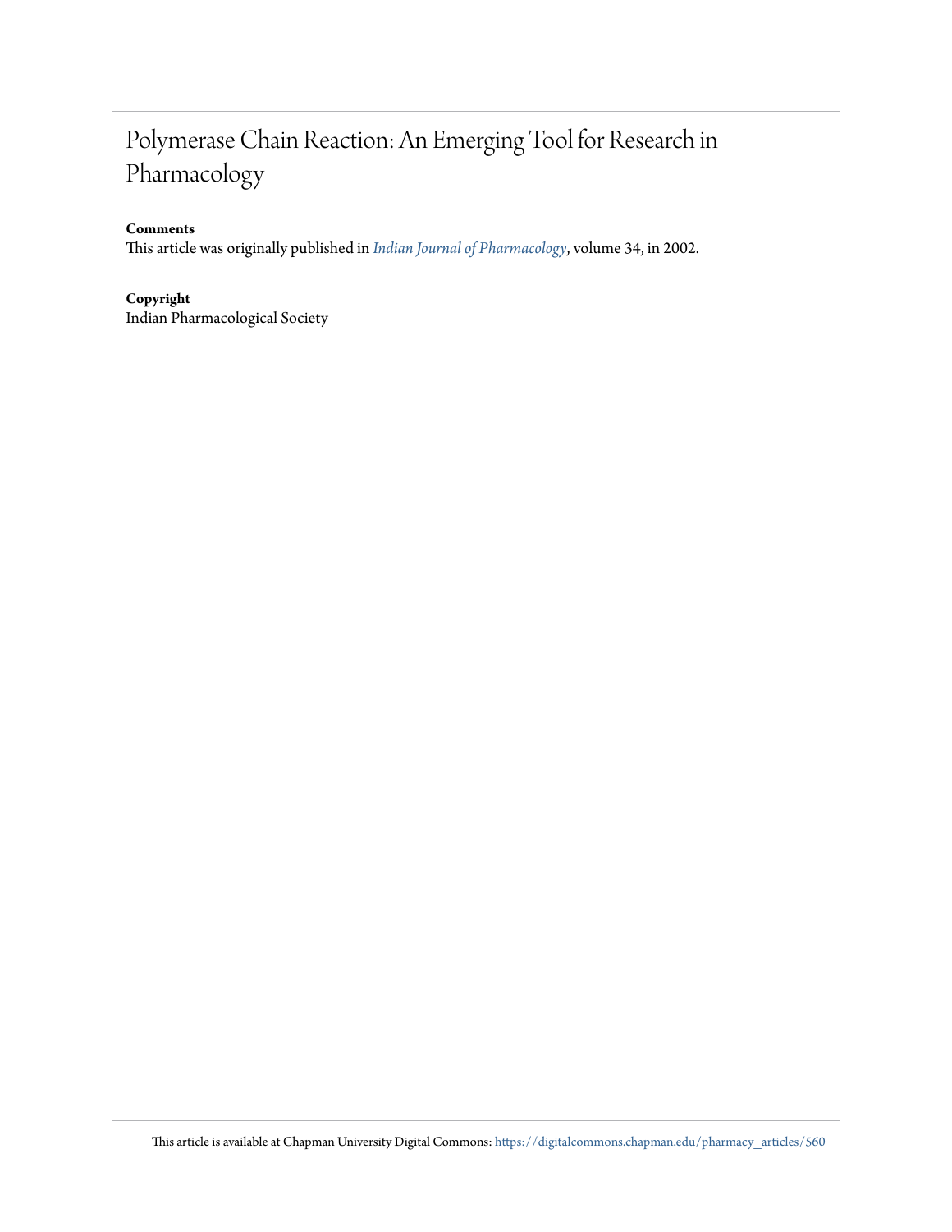# Polymerase Chain Reaction: An Emerging Tool for Research in Pharmacology

**Comments**

This article was originally published in *Indian Journal of Pharmacology*, volume 34, in 2002.

**Copyright**

Indian Pharmacological Society

This article is available at Chapman University Digital Commons: https://digitalcommons.chapman.edu/pharmacy_articles/560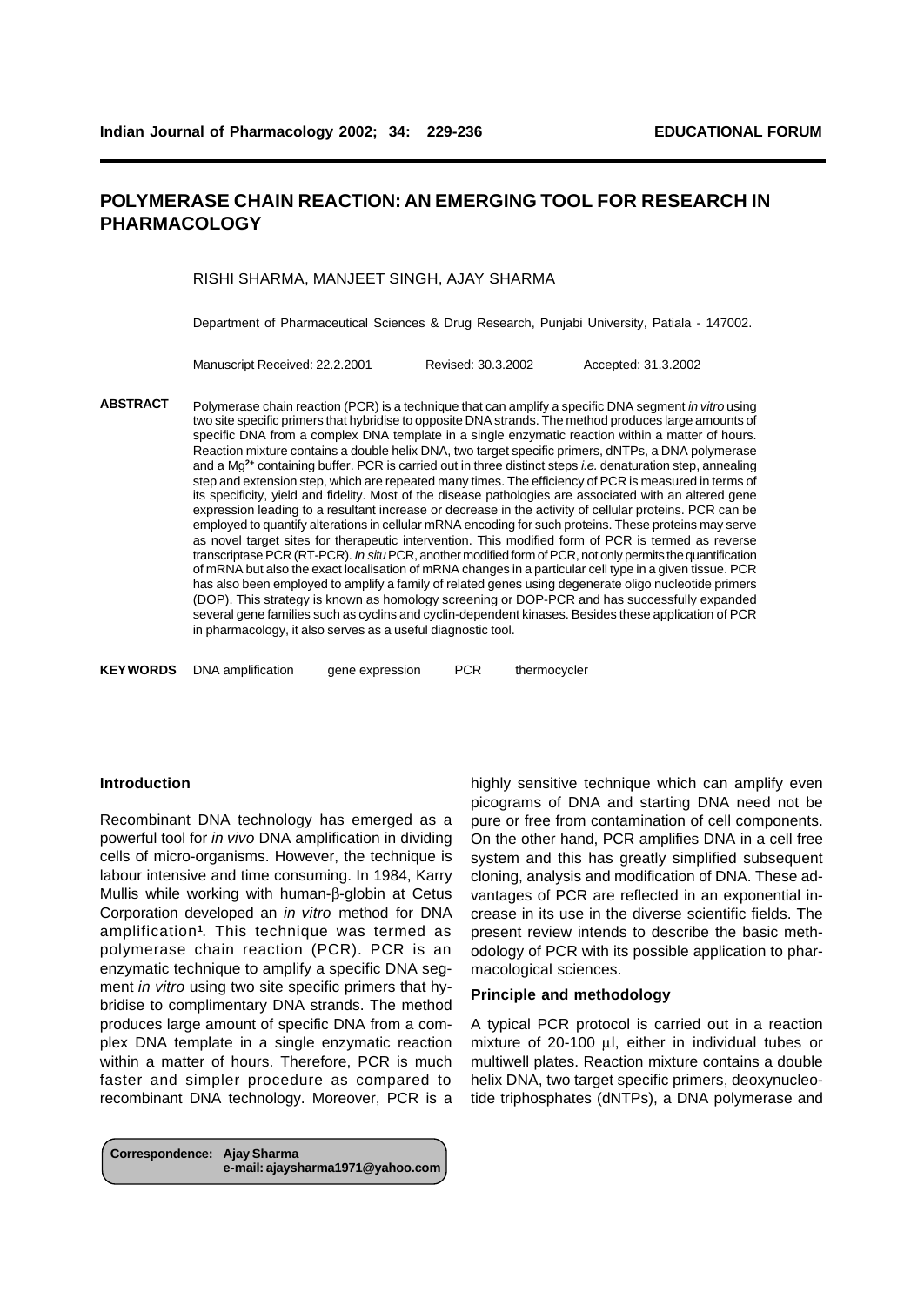# POLYMERASE CHAIN REACTION: AN EMERGING TOOL FOR RESEARCH IN PHARMACOLOGY

RISHI SHARMA, MANJEET SINGH, AJAY SHARMA

Department of Pharmaceutical Sciences & Drug Research, Punjabi University, Patiala - 147002.

Manuscript Received: 22.2.2001 Revised: 30.3.2002 Accepted: 31.3.2002

**ABSTRACT** Polymerase chain reaction (PCR) is a technique that can amplify a specific DNA segment *in vitro* using two site specific primers that hybridise to opposite DNA strands. The method produces large amounts of specific DNA from a complex DNA template in a single enzymatic reaction within a matter of hours. Reaction mixture contains a double helix DNA, two target specific primers, dNTPs, a DNA polymerase and a $Mg^{2+}$ containing buffer. PCR is carried out in three distinct steps *i.e.* denaturation step, annealing step and extension step, which are repeated many times. The efficiency of PCR is measured in terms of its specificity, yield and fidelity. Most of the disease pathologies are associated with an altered gene expression leading to a resultant increase or decrease in the activity of cellular proteins. PCR can be employed to quantify alterations in cellular mRNA encoding for such proteins. These proteins may serve as novel target sites for therapeutic intervention. This modified form of PCR is termed as reverse transcriptase PCR (RT-PCR). *In situ* PCR, another modified form of PCR, not only permits the quantification of mRNA but also the exact localisation of mRNA changes in a particular cell type in a given tissue. PCR has also been employed to amplify a family of related genes using degenerate oligo nucleotide primers (DOP). This strategy is known as homology screening or DOP-PCR and has successfully expanded several gene families such as cyclins and cyclin-dependent kinases. Besides these application of PCR in pharmacology, it also serves as a useful diagnostic tool.

**KEYWORDS** DNA amplification gene expression PCR thermocycler

## Introduction

Recombinant DNA technology has emerged as a powerful tool for *in vivo* DNA amplification in dividing cells of micro-organisms. However, the technique is labour intensive and time consuming. In 1984, Karry Mullis while working with human-β-globin at Cetus Corporation developed an *in vitro* method for DNA amplification[1]. This technique was termed as polymerase chain reaction (PCR). PCR is an enzymatic technique to amplify a specific DNA segment *in vitro* using two site specific primers that hybridise to complimentary DNA strands. The method produces large amount of specific DNA from a complex DNA template in a single enzymatic reaction within a matter of hours. Therefore, PCR is much faster and simpler procedure as compared to recombinant DNA technology. Moreover, PCR is a highly sensitive technique which can amplify even picograms of DNA and starting DNA need not be pure or free from contamination of cell components. On the other hand, PCR amplifies DNA in a cell free system and this has greatly simplified subsequent cloning, analysis and modification of DNA. These advantages of PCR are reflected in an exponential increase in its use in the diverse scientific fields. The present review intends to describe the basic methodology of PCR with its possible application to pharmacological sciences.

## Principle and methodology

A typical PCR protocol is carried out in a reaction mixture of 20-100 μl, either in individual tubes or multiwell plates. Reaction mixture contains a double helix DNA, two target specific primers, deoxynucleotide triphosphates (dNTPs), a DNA polymerase and

**Correspondence:** Ajay Sharma
e-mail: ajaysharma1971@yahoo.com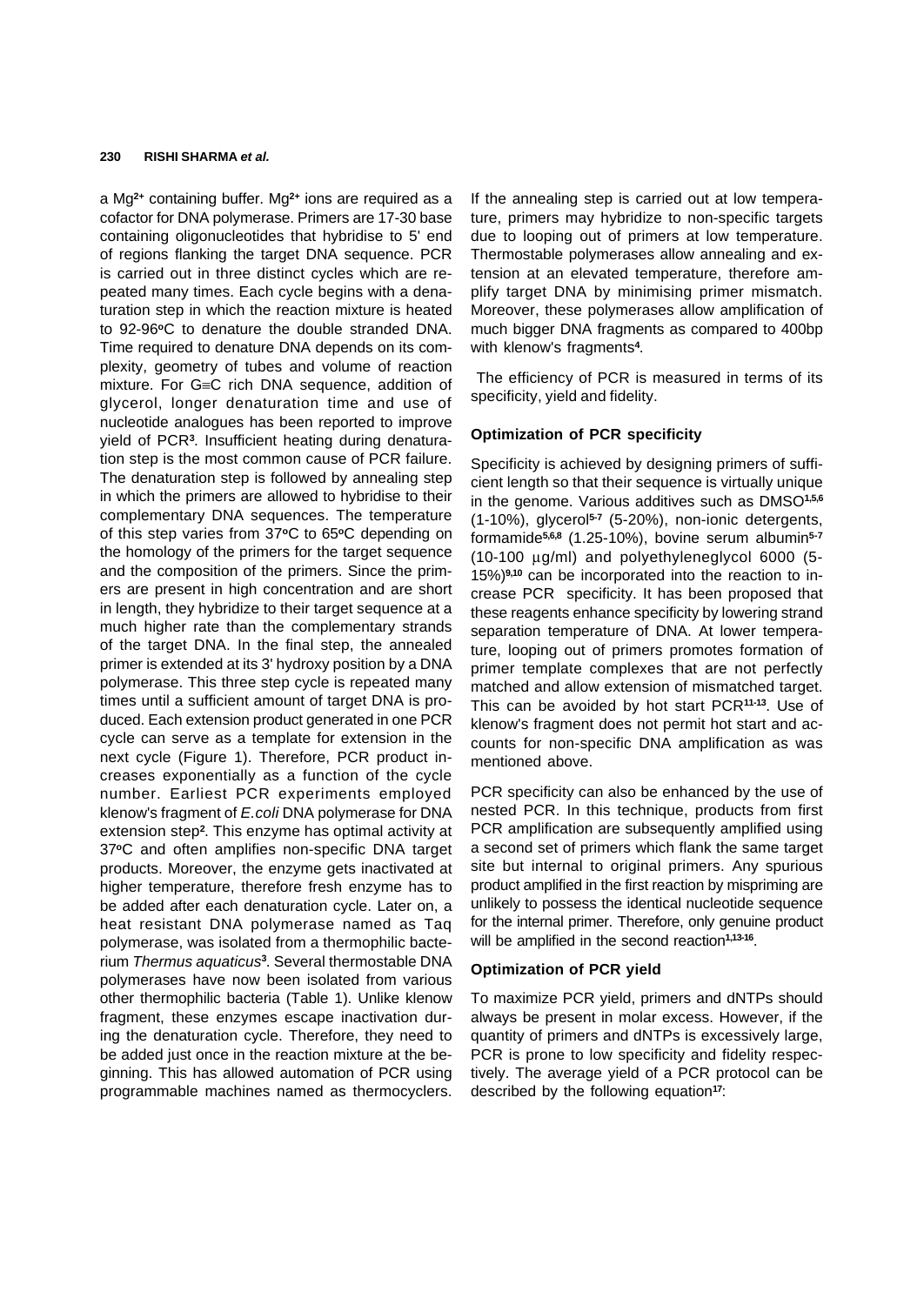a $Mg^{2+}$ containing buffer. $Mg^{2+}$ ions are required as a cofactor for DNA polymerase. Primers are 17-30 base containing oligonucleotides that hybridise to 5' end of regions flanking the target DNA sequence. PCR is carried out in three distinct cycles which are repeated many times. Each cycle begins with a denaturation step in which the reaction mixture is heated to 92-96ºC to denature the double stranded DNA. Time required to denature DNA depends on its complexity, geometry of tubes and volume of reaction mixture. For G≡C rich DNA sequence, addition of glycerol, longer denaturation time and use of nucleotide analogues has been reported to improve yield of PCR[3]. Insufficient heating during denaturation step is the most common cause of PCR failure. The denaturation step is followed by annealing step in which the primers are allowed to hybridise to their complementary DNA sequences. The temperature of this step varies from 37ºC to 65ºC depending on the homology of the primers for the target sequence and the composition of the primers. Since the primers are present in high concentration and are short in length, they hybridize to their target sequence at a much higher rate than the complementary strands of the target DNA. In the final step, the annealed primer is extended at its 3' hydroxy position by a DNA polymerase. This three step cycle is repeated many times until a sufficient amount of target DNA is produced. Each extension product generated in one PCR cycle can serve as a template for extension in the next cycle (Figure 1). Therefore, PCR product increases exponentially as a function of the cycle number. Earliest PCR experiments employed klenow's fragment of *E.coli* DNA polymerase for DNA extension step[2]. This enzyme has optimal activity at 37ºC and often amplifies non-specific DNA target products. Moreover, the enzyme gets inactivated at higher temperature, therefore fresh enzyme has to be added after each denaturation cycle. Later on, a heat resistant DNA polymerase named as Taq polymerase, was isolated from a thermophilic bacterium *Thermus aquaticus*[3]. Several thermostable DNA polymerases have now been isolated from various other thermophilic bacteria (Table 1). Unlike klenow fragment, these enzymes escape inactivation during the denaturation cycle. Therefore, they need to be added just once in the reaction mixture at the beginning. This has allowed automation of PCR using programmable machines named as thermocyclers. If the annealing step is carried out at low temperature, primers may hybridize to non-specific targets due to looping out of primers at low temperature. Thermostable polymerases allow annealing and extension at an elevated temperature, therefore amplify target DNA by minimising primer mismatch. Moreover, these polymerases allow amplification of much bigger DNA fragments as compared to 400bp with klenow's fragments[4].

The efficiency of PCR is measured in terms of its specificity, yield and fidelity.

### Optimization of PCR specificity

Specificity is achieved by designing primers of sufficient length so that their sequence is virtually unique in the genome. Various additives such as DMSO[1,5,6] (1-10%), glycerol[5-7] (5-20%), non-ionic detergents, formamide[5,6,8] (1.25-10%), bovine serum albumin[5-7] (10-100 µg/ml) and polyethyleneglycol 6000 (5-15%)[9,10] can be incorporated into the reaction to increase PCR specificity. It has been proposed that these reagents enhance specificity by lowering strand separation temperature of DNA. At lower temperature, looping out of primers promotes formation of primer template complexes that are not perfectly matched and allow extension of mismatched target. This can be avoided by hot start PCR[11-13]. Use of klenow's fragment does not permit hot start and accounts for non-specific DNA amplification as was mentioned above.

PCR specificity can also be enhanced by the use of nested PCR. In this technique, products from first PCR amplification are subsequently amplified using a second set of primers which flank the same target site but internal to original primers. Any spurious product amplified in the first reaction by mispriming are unlikely to possess the identical nucleotide sequence for the internal primer. Therefore, only genuine product will be amplified in the second reaction[1,13-16].

### Optimization of PCR yield

To maximize PCR yield, primers and dNTPs should always be present in molar excess. However, if the quantity of primers and dNTPs is excessively large, PCR is prone to low specificity and fidelity respectively. The average yield of a PCR protocol can be described by the following equation[17]: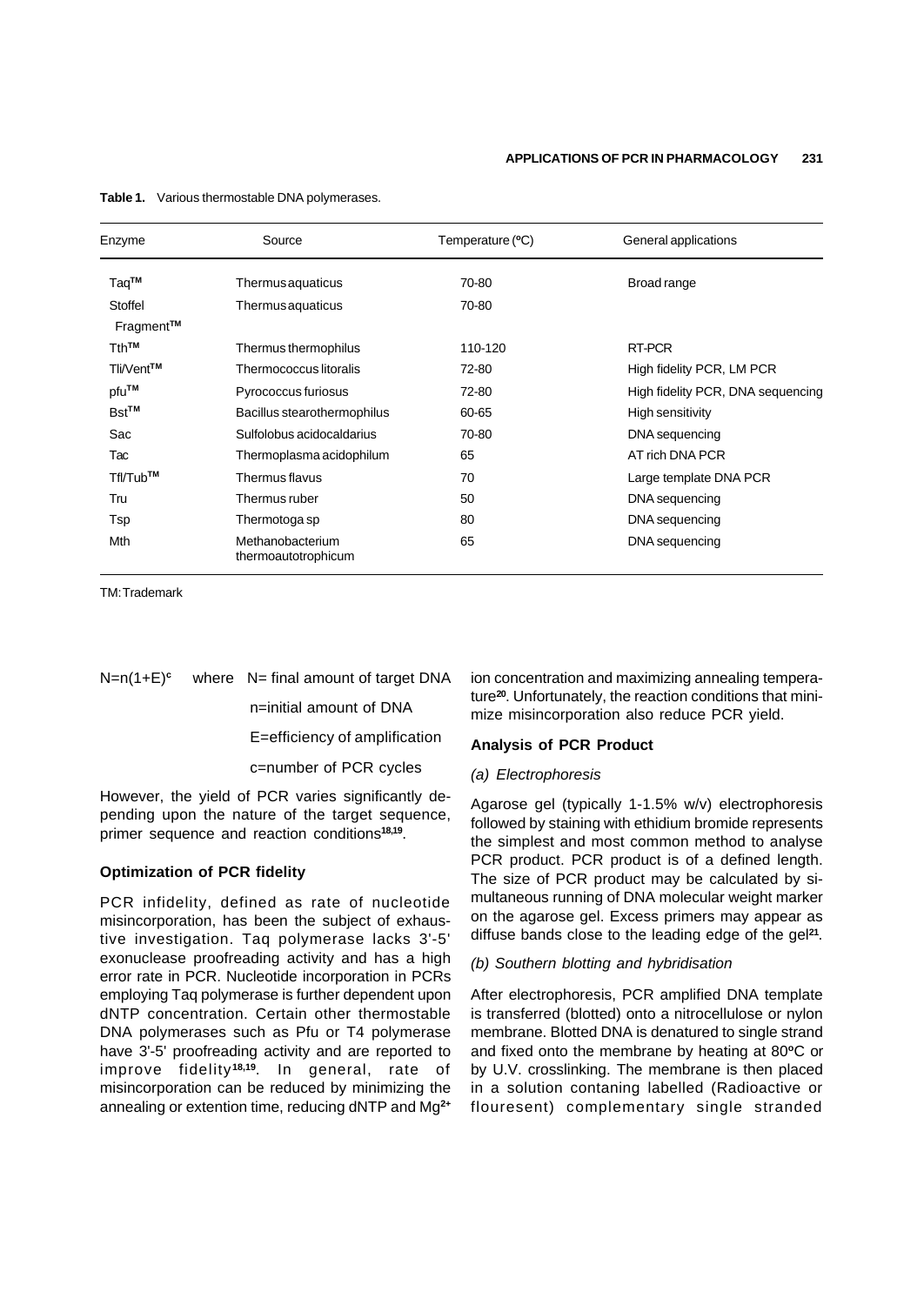**Table 1.** Various thermostable DNA polymerases.

| Enzyme | Source | Temperature (ºC) | General applications |
|---|---|---|---|
| Taq™ | Thermus aquaticus | 70-80 | Broad range |
| Stoffel Fragment™ | Thermus aquaticus | 70-80 | |
| Tth™ | Thermus thermophilus | 110-120 | RT-PCR |
| Tli/Vent™ | Thermococcus litoralis | 72-80 | High fidelity PCR, LM PCR |
| pfu™ | Pyrococcus furiosus | 72-80 | High fidelity PCR, DNA sequencing |
| Bst™ | Bacillus stearothermophilus | 60-65 | High sensitivity |
| Sac | Sulfolobus acidocaldarius | 70-80 | DNA sequencing |
| Tac | Thermoplasma acidophilum | 65 | AT rich DNA PCR |
| Tfl/Tub™ | Thermus flavus | 70 | Large template DNA PCR |
| Tru | Thermus ruber | 50 | DNA sequencing |
| Tsp | Thermotoga sp | 80 | DNA sequencing |
| Mth | Methanobacterium thermoautotrophicum | 65 | DNA sequencing |

TM: Trademark

$N=n(1+E)^c$ where N= final amount of target DNA

n=initial amount of DNA

E=efficiency of amplification

c=number of PCR cycles

However, the yield of PCR varies significantly depending upon the nature of the target sequence, primer sequence and reaction conditions[18,19].

**Optimization of PCR fidelity**

PCR infidelity, defined as rate of nucleotide misincorporation, has been the subject of exhaustive investigation. Taq polymerase lacks 3'-5' exonuclease proofreading activity and has a high error rate in PCR. Nucleotide incorporation in PCRs employing Taq polymerase is further dependent upon dNTP concentration. Certain other thermostable DNA polymerases such as Pfu or T4 polymerase have 3'-5' proofreading activity and are reported to improve fidelity[18,19]. In general, rate of misincorporation can be reduced by minimizing the annealing or extention time, reducing dNTP and $Mg^{2+}$ ion concentration and maximizing annealing temperature[20]. Unfortunately, the reaction conditions that minimize misincorporation also reduce PCR yield.

**Analysis of PCR Product**

*(a) Electrophoresis*

Agarose gel (typically 1-1.5% w/v) electrophoresis followed by staining with ethidium bromide represents the simplest and most common method to analyse PCR product. PCR product is of a defined length. The size of PCR product may be calculated by simultaneous running of DNA molecular weight marker on the agarose gel. Excess primers may appear as diffuse bands close to the leading edge of the gel[21].

*(b) Southern blotting and hybridisation*

After electrophoresis, PCR amplified DNA template is transferred (blotted) onto a nitrocellulose or nylon membrane. Blotted DNA is denatured to single strand and fixed onto the membrane by heating at 80ºC or by U.V. crosslinking. The membrane is then placed in a solution contaning labelled (Radioactive or flouresent) complementary single stranded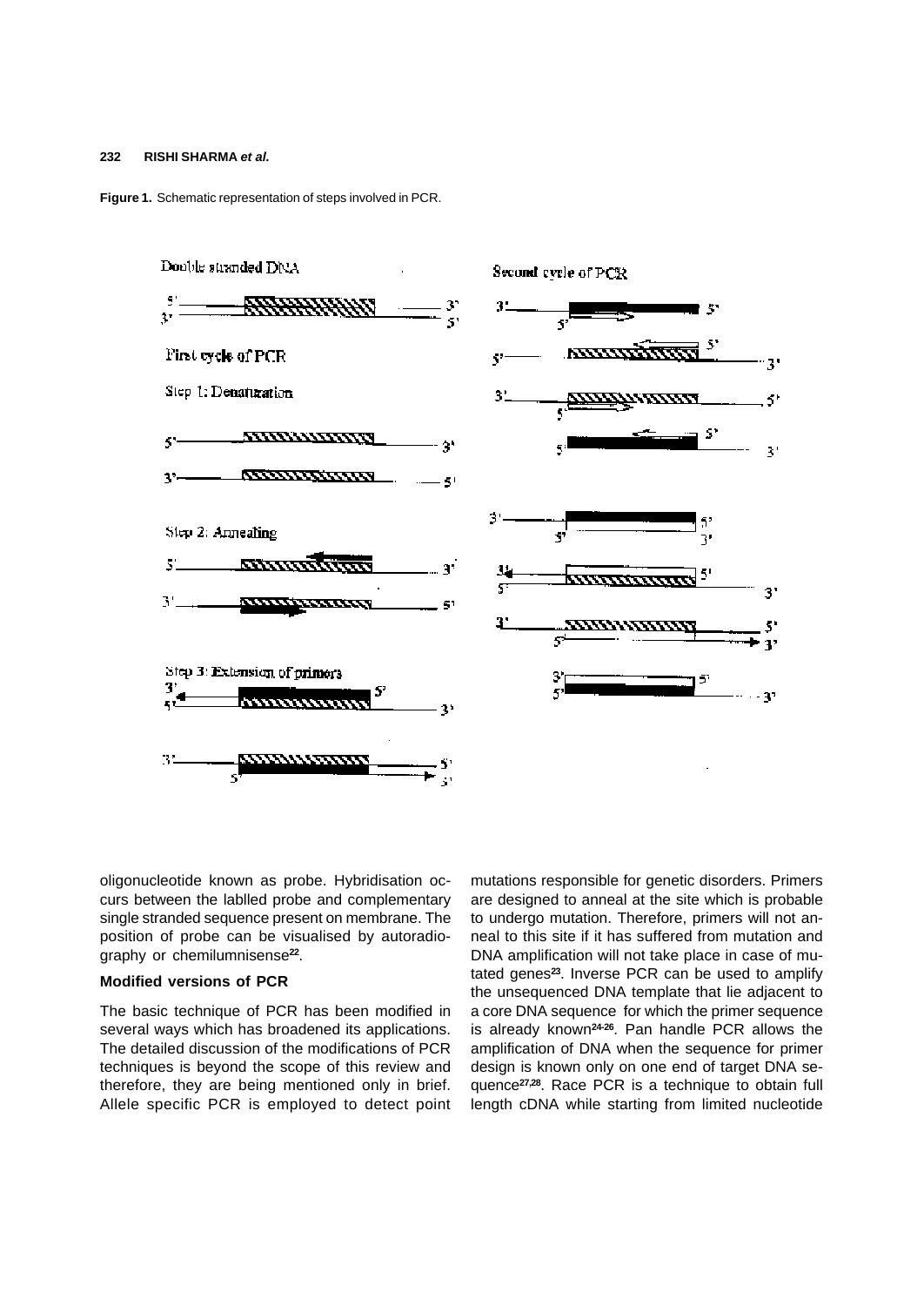**Figure 1.** Schematic representation of steps involved in PCR.

Double stranded DNA

First cycle of PCR

Step 1: Denaturation

Step 2: Annealing

Step 3: Extension of primers

Second cycle of PCR

oligonucleotide known as probe. Hybridisation occurs between the lablled probe and complementary single stranded sequence present on membrane. The position of probe can be visualised by autoradiography or chemilumnisense[22].

### Modified versions of PCR

The basic technique of PCR has been modified in several ways which has broadened its applications. The detailed discussion of the modifications of PCR techniques is beyond the scope of this review and therefore, they are being mentioned only in brief. Allele specific PCR is employed to detect point mutations responsible for genetic disorders. Primers are designed to anneal at the site which is probable to undergo mutation. Therefore, primers will not anneal to this site if it has suffered from mutation and DNA amplification will not take place in case of mutated genes[23]. Inverse PCR can be used to amplify the unsequenced DNA template that lie adjacent to a core DNA sequence for which the primer sequence is already known[24-26]. Pan handle PCR allows the amplification of DNA when the sequence for primer design is known only on one end of target DNA sequence[27,28]. Race PCR is a technique to obtain full length cDNA while starting from limited nucleotide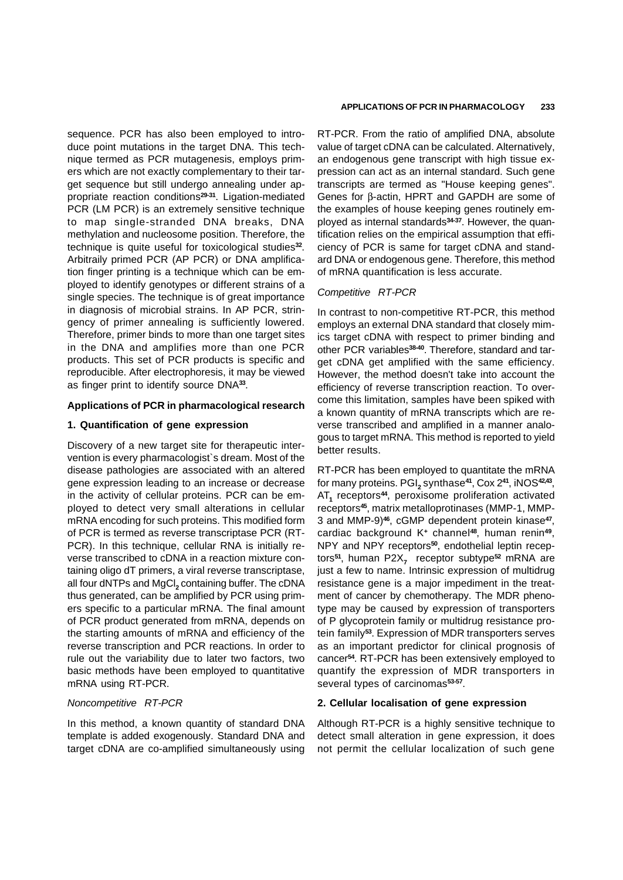sequence. PCR has also been employed to introduce point mutations in the target DNA. This technique termed as PCR mutagenesis, employs primers which are not exactly complementary to their target sequence but still undergo annealing under appropriate reaction conditions[29-31]. Ligation-mediated PCR (LM PCR) is an extremely sensitive technique to map single-stranded DNA breaks, DNA methylation and nucleosome position. Therefore, the technique is quite useful for toxicological studies[32]. Arbitraily primed PCR (AP PCR) or DNA amplification finger printing is a technique which can be employed to identify genotypes or different strains of a single species. The technique is of great importance in diagnosis of microbial strains. In AP PCR, stringency of primer annealing is sufficiently lowered. Therefore, primer binds to more than one target sites in the DNA and amplifies more than one PCR products. This set of PCR products is specific and reproducible. After electrophoresis, it may be viewed as finger print to identify source DNA[33].

### Applications of PCR in pharmacological research

#### 1. Quantification of gene expression

Discovery of a new target site for therapeutic intervention is every pharmacologist`s dream. Most of the disease pathologies are associated with an altered gene expression leading to an increase or decrease in the activity of cellular proteins. PCR can be employed to detect very small alterations in cellular mRNA encoding for such proteins. This modified form of PCR is termed as reverse transcriptase PCR (RT-PCR). In this technique, cellular RNA is initially reverse transcribed to cDNA in a reaction mixture containing oligo dT primers, a viral reverse transcriptase, all four dNTPs and $MgCl_2$ containing buffer. The cDNA thus generated, can be amplified by PCR using primers specific to a particular mRNA. The final amount of PCR product generated from mRNA, depends on the starting amounts of mRNA and efficiency of the reverse transcription and PCR reactions. In order to rule out the variability due to later two factors, two basic methods have been employed to quantitative mRNA using RT-PCR.

*Noncompetitive RT-PCR*

In this method, a known quantity of standard DNA template is added exogenously. Standard DNA and target cDNA are co-amplified simultaneously using RT-PCR. From the ratio of amplified DNA, absolute value of target cDNA can be calculated. Alternatively, an endogenous gene transcript with high tissue expression can act as an internal standard. Such gene transcripts are termed as "House keeping genes". Genes for β-actin, HPRT and GAPDH are some of the examples of house keeping genes routinely employed as internal standards[34-37]. However, the quantification relies on the empirical assumption that efficiency of PCR is same for target cDNA and standard DNA or endogenous gene. Therefore, this method of mRNA quantification is less accurate.

*Competitive RT-PCR*

In contrast to non-competitive RT-PCR, this method employs an external DNA standard that closely mimics target cDNA with respect to primer binding and other PCR variables[38-40]. Therefore, standard and target cDNA get amplified with the same efficiency. However, the method doesn't take into account the efficiency of reverse transcription reaction. To overcome this limitation, samples have been spiked with a known quantity of mRNA transcripts which are reverse transcribed and amplified in a manner analogous to target mRNA. This method is reported to yield better results.

RT-PCR has been employed to quantitate the mRNA for many proteins. $PGI_2$ synthase[41], Cox 2[41], iNOS[42,43], $AT_1$ receptors[44], peroxisome proliferation activated receptors[45], matrix metalloprotinases (MMP-1, MMP-3 and MMP-9)[46], cGMP dependent protein kinase[47], cardiac background $K^+$ channel[48], human renin[49], NPY and NPY receptors[50], endothelial leptin receptors[51], human $P2X_7$ receptor subtype[52] mRNA are just a few to name. Intrinsic expression of multidrug resistance gene is a major impediment in the treatment of cancer by chemotherapy. The MDR phenotype may be caused by expression of transporters of P glycoprotein family or multidrug resistance protein family[53]. Expression of MDR transporters serves as an important predictor for clinical prognosis of cancer[54]. RT-PCR has been extensively employed to quantify the expression of MDR transporters in several types of carcinomas[53-57].

#### 2. Cellular localisation of gene expression

Although RT-PCR is a highly sensitive technique to detect small alteration in gene expression, it does not permit the cellular localization of such gene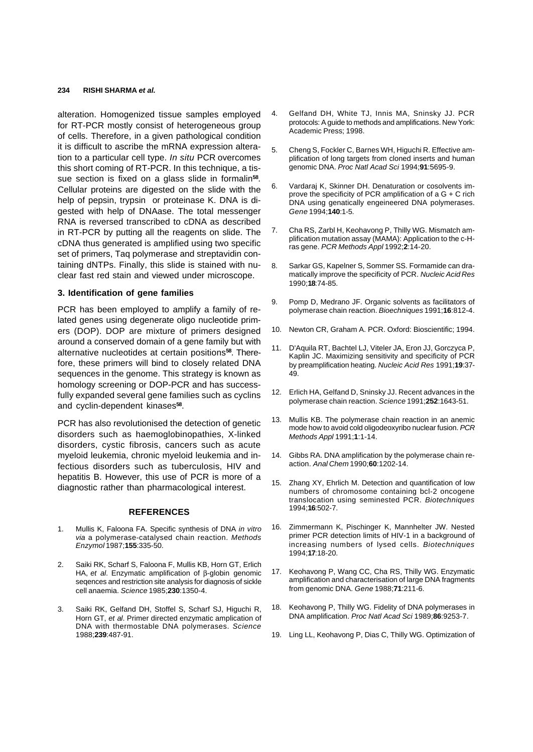alteration. Homogenized tissue samples employed for RT-PCR mostly consist of heterogeneous group of cells. Therefore, in a given pathological condition it is difficult to ascribe the mRNA expression alteration to a particular cell type. *In situ* PCR overcomes this short coming of RT-PCR. In this technique, a tissue section is fixed on a glass slide in formalin[58]. Cellular proteins are digested on the slide with the help of pepsin, trypsin or proteinase K. DNA is digested with help of DNAase. The total messenger RNA is reversed transcribed to cDNA as described in RT-PCR by putting all the reagents on slide. The cDNA thus generated is amplified using two specific set of primers, Taq polymerase and streptavidin containing dNTPs. Finally, this slide is stained with nuclear fast red stain and viewed under microscope.

### 3. Identification of gene families

PCR has been employed to amplify a family of related genes using degenerate oligo nucleotide primers (DOP). DOP are mixture of primers designed around a conserved domain of a gene family but with alternative nucleotides at certain positions[58]. Therefore, these primers will bind to closely related DNA sequences in the genome. This strategy is known as homology screening or DOP-PCR and has successfully expanded several gene families such as cyclins and cyclin-dependent kinases[58].

PCR has also revolutionised the detection of genetic disorders such as haemoglobinopathies, X-linked disorders, cystic fibrosis, cancers such as acute myeloid leukemia, chronic myeloid leukemia and infectious disorders such as tuberculosis, HIV and hepatitis B. However, this use of PCR is more of a diagnostic rather than pharmacological interest.

## REFERENCES

1. Mullis K, Faloona FA. Specific synthesis of DNA *in vitro via* a polymerase-catalysed chain reaction. *Methods Enzymol* 1987;**155**:335-50.
2. Saiki RK, Scharf S, Faloona F, Mullis KB, Horn GT, Erlich HA, *et al*. Enzymatic amplification of β-globin genomic seqences and restriction site analysis for diagnosis of sickle cell anaemia. *Science* 1985;**230**:1350-4.
3. Saiki RK, Gelfand DH, Stoffel S, Scharf SJ, Higuchi R, Horn GT, *et al*. Primer directed enzymatic amplication of DNA with thermostable DNA polymerases. *Science* 1988;**239**:487-91.
4. Gelfand DH, White TJ, Innis MA, Sninsky JJ. PCR protocols: A guide to methods and amplifications. New York: Academic Press; 1998.
5. Cheng S, Fockler C, Barnes WH, Higuchi R. Effective amplification of long targets from cloned inserts and human genomic DNA. *Proc Natl Acad Sci* 1994;**91**:5695-9.
6. Vardaraj K, Skinner DH. Denaturation or cosolvents improve the specificity of PCR amplification of a G + C rich DNA using genatically engeineered DNA polymerases. *Gene* 1994;**140**:1-5.
7. Cha RS, Zarbl H, Keohavong P, Thilly WG. Mismatch amplification mutation assay (MAMA): Application to the c-H-ras gene. *PCR Methods Appl* 1992;**2**:14-20.
8. Sarkar GS, Kapelner S, Sommer SS. Formamide can dramatically improve the specificity of PCR. *Nucleic Acid Res* 1990;**18**:74-85.
9. Pomp D, Medrano JF. Organic solvents as facilitators of polymerase chain reaction. *Bioechniques* 1991;**16**:812-4.
10. Newton CR, Graham A. PCR. Oxford: Bioscientific; 1994.
11. D'Aquila RT, Bachtel LJ, Viteler JA, Eron JJ, Gorczyca P, Kaplin JC. Maximizing sensitivity and specificity of PCR by preamplification heating. *Nucleic Acid Res* 1991;**19**:37-49.
12. Erlich HA, Gelfand D, Sninsky JJ. Recent advances in the polymerase chain reaction. *Science* 1991;**252**:1643-51.
13. Mullis KB. The polymerase chain reaction in an anemic mode how to avoid cold oligodeoxyribo nuclear fusion. *PCR Methods Appl* 1991;**1**:1-14.
14. Gibbs RA. DNA amplification by the polymerase chain reaction. *Anal Chem* 1990;**60**:1202-14.
15. Zhang XY, Ehrlich M. Detection and quantification of low numbers of chromosome containing bcl-2 oncogene translocation using seminested PCR. *Biotechniques* 1994;**16**:502-7.
16. Zimmermann K, Pischinger K, Mannhelter JW. Nested primer PCR detection limits of HIV-1 in a background of increasing numbers of lysed cells. *Biotechniques* 1994;**17**:18-20.
17. Keohavong P, Wang CC, Cha RS, Thilly WG. Enzymatic amplification and characterisation of large DNA fragments from genomic DNA. *Gene* 1988;**71**:211-6.
18. Keohavong P, Thilly WG. Fidelity of DNA polymerases in DNA amplification. *Proc Natl Acad Sci* 1989;**86**:9253-7.
19. Ling LL, Keohavong P, Dias C, Thilly WG. Optimization of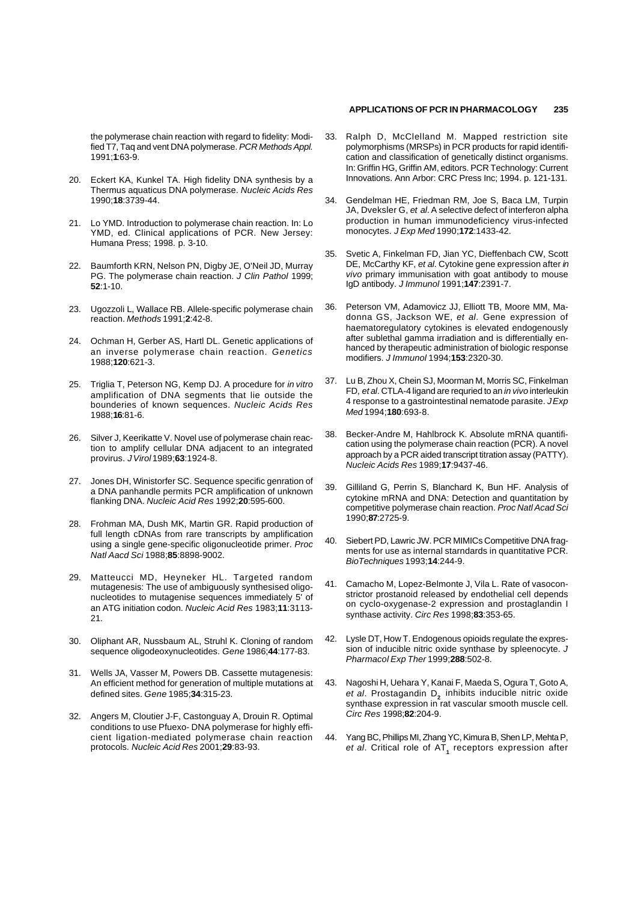the polymerase chain reaction with regard to fidelity: Modified T7, Taq and vent DNA polymerase. *PCR Methods Appl.* 1991;**1**:63-9.

20. Eckert KA, Kunkel TA. High fidelity DNA synthesis by a Thermus aquaticus DNA polymerase. *Nucleic Acids Res* 1990;**18**:3739-44.

21. Lo YMD. Introduction to polymerase chain reaction. In: Lo YMD, ed. Clinical applications of PCR. New Jersey: Humana Press; 1998. p. 3-10.

22. Baumforth KRN, Nelson PN, Digby JE, O'Neil JD, Murray PG. The polymerase chain reaction. *J Clin Pathol* 1999; **52**:1-10.

23. Ugozzoli L, Wallace RB. Allele-specific polymerase chain reaction. *Methods* 1991;**2**:42-8.

24. Ochman H, Gerber AS, Hartl DL. Genetic applications of an inverse polymerase chain reaction. *Genetics* 1988;**120**:621-3.

25. Triglia T, Peterson NG, Kemp DJ. A procedure for *in vitro* amplification of DNA segments that lie outside the bounderies of known sequences. *Nucleic Acids Res* 1988;**16**:81-6.

26. Silver J, Keerikatte V. Novel use of polymerase chain reaction to amplify cellular DNA adjacent to an integrated provirus. *J Virol* 1989;**63**:1924-8.

27. Jones DH, Winistorfer SC. Sequence specific genration of a DNA panhandle permits PCR amplification of unknown flanking DNA. *Nucleic Acid Res* 1992;**20**:595-600.

28. Frohman MA, Dush MK, Martin GR. Rapid production of full length cDNAs from rare transcripts by amplification using a single gene-specific oligonucleotide primer. *Proc Natl Aacd Sci* 1988;**85**:8898-9002.

29. Matteucci MD, Heyneker HL. Targeted random mutagenesis: The use of ambiguously synthesised oligonucleotides to mutagenise sequences immediately 5' of an ATG initiation codon. *Nucleic Acid Res* 1983;**11**:3113-21.

30. Oliphant AR, Nussbaum AL, Struhl K. Cloning of random sequence oligodeoxynucleotides. *Gene* 1986;**44**:177-83.

31. Wells JA, Vasser M, Powers DB. Cassette mutagenesis: An efficient method for generation of multiple mutations at defined sites. *Gene* 1985;**34**:315-23.

32. Angers M, Cloutier J-F, Castonguay A, Drouin R. Optimal conditions to use Pfuexo- DNA polymerase for highly efficient ligation-mediated polymerase chain reaction protocols. *Nucleic Acid Res* 2001;**29**:83-93.

33. Ralph D, McClelland M. Mapped restriction site polymorphisms (MRSPs) in PCR products for rapid identification and classification of genetically distinct organisms. In: Griffin HG, Griffin AM, editors. PCR Technology: Current Innovations. Ann Arbor: CRC Press Inc; 1994. p. 121-131.

34. Gendelman HE, Friedman RM, Joe S, Baca LM, Turpin JA, Dveksler G, *et al*. A selective defect of interferon alpha production in human immunodeficiency virus-infected monocytes. *J Exp Med* 1990;**172**:1433-42.

35. Svetic A, Finkelman FD, Jian YC, Dieffenbach CW, Scott DE, McCarthy KF, *et al*. Cytokine gene expression after *in vivo* primary immunisation with goat antibody to mouse IgD antibody. *J Immunol* 1991;**147**:2391-7.

36. Peterson VM, Adamovicz JJ, Elliott TB, Moore MM, Madonna GS, Jackson WE, *et al*. Gene expression of haematoregulatory cytokines is elevated endogenously after sublethal gamma irradiation and is differentially enhanced by therapeutic administration of biologic response modifiers. *J Immunol* 1994;**153**:2320-30.

37. Lu B, Zhou X, Chein SJ, Moorman M, Morris SC, Finkelman FD, *et al*. CTLA-4 ligand are requried to an *in vivo* interleukin 4 response to a gastrointestinal nematode parasite. *J Exp Med* 1994;**180**:693-8.

38. Becker-Andre M, Hahlbrock K. Absolute mRNA quantification using the polymerase chain reaction (PCR). A novel approach by a PCR aided transcript titration assay (PATTY). *Nucleic Acids Res* 1989;**17**:9437-46.

39. Gilliland G, Perrin S, Blanchard K, Bun HF. Analysis of cytokine mRNA and DNA: Detection and quantitation by competitive polymerase chain reaction. *Proc Natl Acad Sci* 1990;**87**:2725-9.

40. Siebert PD, Lawric JW. PCR MIMICs Competitive DNA fragments for use as internal starndards in quantitative PCR. *BioTechniques* 1993;**14**:244-9.

41. Camacho M, Lopez-Belmonte J, Vila L. Rate of vasoconstrictor prostanoid released by endothelial cell depends on cyclo-oxygenase-2 expression and prostaglandin I synthase activity. *Circ Res* 1998;**83**:353-65.

42. Lysle DT, How T. Endogenous opioids regulate the expression of inducible nitric oxide synthase by spleenocyte. *J Pharmacol Exp Ther* 1999;**288**:502-8.

43. Nagoshi H, Uehara Y, Kanai F, Maeda S, Ogura T, Goto A, *et al*. Prostagandin $D_2$ inhibits inducible nitric oxide synthase expression in rat vascular smooth muscle cell. *Circ Res* 1998;**82**:204-9.

44. Yang BC, Phillips MI, Zhang YC, Kimura B, Shen LP, Mehta P, *et al*. Critical role of $AT_1$ receptors expression after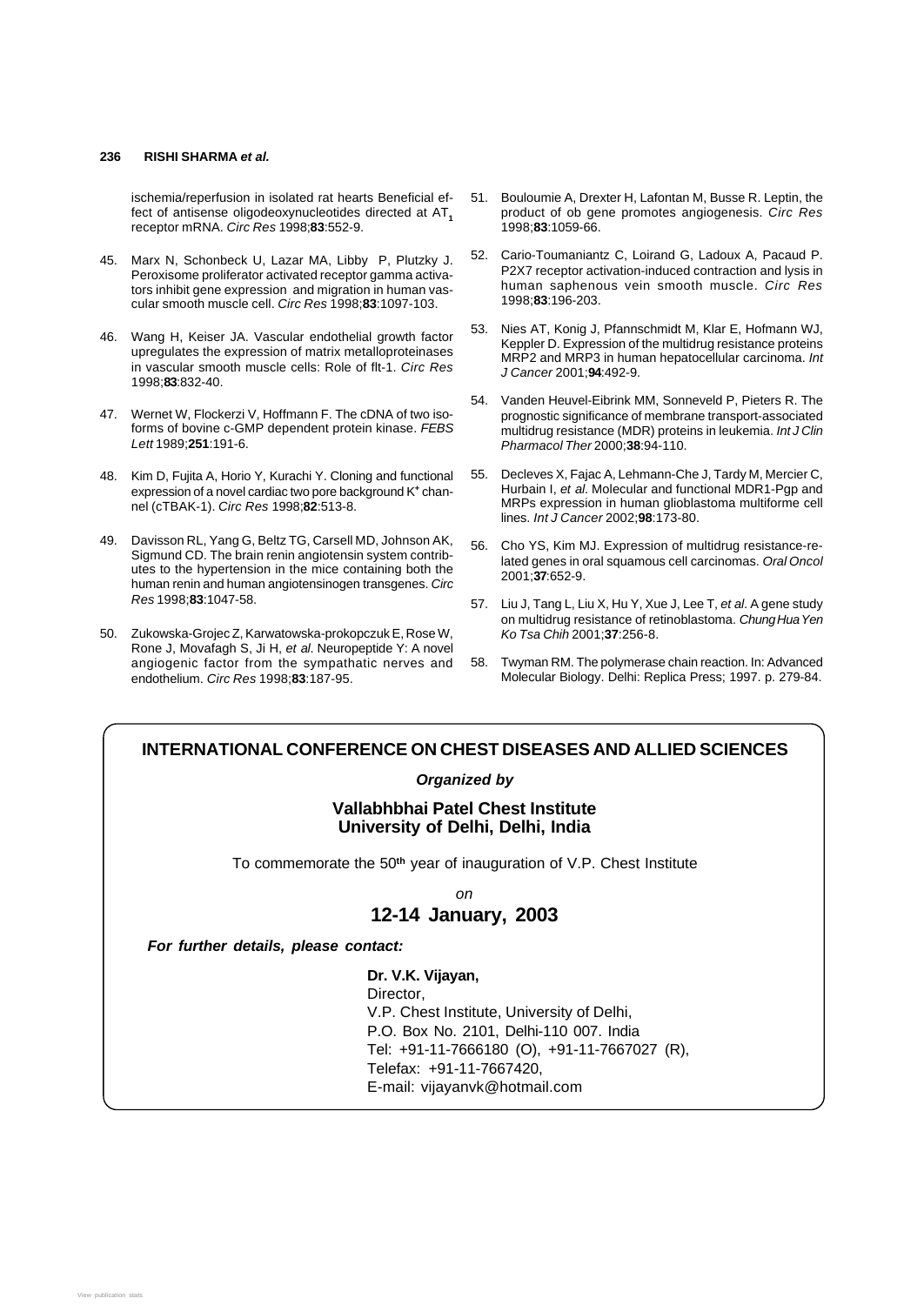ischemia/reperfusion in isolated rat hearts Beneficial effect of antisense oligodeoxynucleotides directed at $AT_1$ receptor mRNA. *Circ Res* 1998;**83**:552-9.

45. Marx N, Schonbeck U, Lazar MA, Libby P, Plutzky J. Peroxisome proliferator activated receptor gamma activators inhibit gene expression and migration in human vascular smooth muscle cell. *Circ Res* 1998;**83**:1097-103.

46. Wang H, Keiser JA. Vascular endothelial growth factor upregulates the expression of matrix metalloproteinases in vascular smooth muscle cells: Role of flt-1. *Circ Res* 1998;**83**:832-40.

47. Wernet W, Flockerzi V, Hoffmann F. The cDNA of two isoforms of bovine c-GMP dependent protein kinase. *FEBS Lett* 1989;**251**:191-6.

48. Kim D, Fujita A, Horio Y, Kurachi Y. Cloning and functional expression of a novel cardiac two pore background $K^+$ channel (cTBAK-1). *Circ Res* 1998;**82**:513-8.

49. Davisson RL, Yang G, Beltz TG, Carsell MD, Johnson AK, Sigmund CD. The brain renin angiotensin system contributes to the hypertension in the mice containing both the human renin and human angiotensinogen transgenes. *Circ Res* 1998;**83**:1047-58.

50. Zukowska-Grojec Z, Karwatowska-prokopczuk E, Rose W, Rone J, Movafagh S, Ji H, *et al*. Neuropeptide Y: A novel angiogenic factor from the sympathatic nerves and endothelium. *Circ Res* 1998;**83**:187-95.

51. Bouloumie A, Drexter H, Lafontan M, Busse R. Leptin, the product of ob gene promotes angiogenesis. *Circ Res* 1998;**83**:1059-66.

52. Cario-Toumaniantz C, Loirand G, Ladoux A, Pacaud P. P2X7 receptor activation-induced contraction and lysis in human saphenous vein smooth muscle. *Circ Res* 1998;**83**:196-203.

53. Nies AT, Konig J, Pfannschmidt M, Klar E, Hofmann WJ, Keppler D. Expression of the multidrug resistance proteins MRP2 and MRP3 in human hepatocellular carcinoma. *Int J Cancer* 2001;**94**:492-9.

54. Vanden Heuvel-Eibrink MM, Sonneveld P, Pieters R. The prognostic significance of membrane transport-associated multidrug resistance (MDR) proteins in leukemia. *Int J Clin Pharmacol Ther* 2000;**38**:94-110.

55. Decleves X, Fajac A, Lehmann-Che J, Tardy M, Mercier C, Hurbain I, *et al*. Molecular and functional MDR1-Pgp and MRPs expression in human glioblastoma multiforme cell lines. *Int J Cancer* 2002;**98**:173-80.

56. Cho YS, Kim MJ. Expression of multidrug resistance-related genes in oral squamous cell carcinomas. *Oral Oncol* 2001;**37**:652-9.

57. Liu J, Tang L, Liu X, Hu Y, Xue J, Lee T, *et al*. A gene study on multidrug resistance of retinoblastoma. *Chung Hua Yen Ko Tsa Chih* 2001;**37**:256-8.

58. Twyman RM. The polymerase chain reaction. In: Advanced Molecular Biology. Delhi: Replica Press; 1997. p. 279-84.

## INTERNATIONAL CONFERENCE ON CHEST DISEASES AND ALLIED SCIENCES

***Organized by***

**Vallabhbhai Patel Chest Institute**
**University of Delhi, Delhi, India**

To commemorate the 50**th** year of inauguration of V.P. Chest Institute

*on*

**12-14 January, 2003**

***For further details, please contact:***

**Dr. V.K. Vijayan,**
Director,
V.P. Chest Institute, University of Delhi,
P.O. Box No. 2101, Delhi-110 007. India
Tel: +91-11-7666180 (O), +91-11-7667027 (R),
Telefax: +91-11-7667420,
E-mail: vijayanvk@hotmail.com